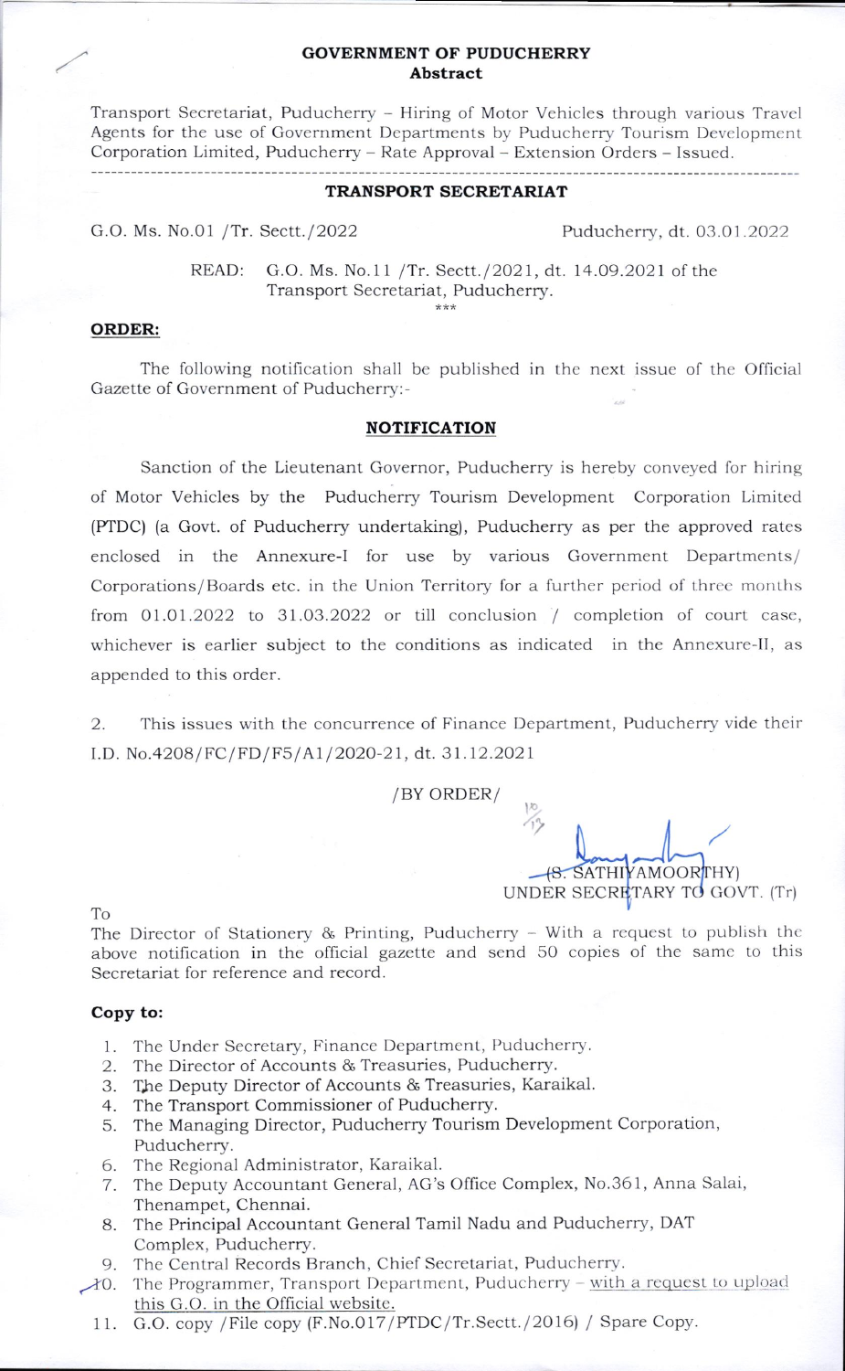# GOVERNMENT OF PUDUCHERRY
## Abstract

Transport Secretariat, Puducherry – Hiring of Motor Vehicles through various Travel Agents for the use of Government Departments by Puducherry Tourism Development Corporation Limited, Puducherry – Rate Approval – Extension Orders – Issued.

---

## TRANSPORT SECRETARIAT

G.O. Ms. No.01 /Tr. Sectt./2022 Puducherry, dt. 03.01.2022

READ: G.O. Ms. No.11 /Tr. Sectt./2021, dt. 14.09.2021 of the Transport Secretariat, Puducherry.

\*\*\*

**ORDER:**

The following notification shall be published in the next issue of the Official Gazette of Government of Puducherry:-

**NOTIFICATION**

Sanction of the Lieutenant Governor, Puducherry is hereby conveyed for hiring of Motor Vehicles by the Puducherry Tourism Development Corporation Limited (PTDC) (a Govt. of Puducherry undertaking), Puducherry as per the approved rates enclosed in the Annexure-I for use by various Government Departments/ Corporations/Boards etc. in the Union Territory for a further period of three months from 01.01.2022 to 31.03.2022 or till conclusion / completion of court case, whichever is earlier subject to the conditions as indicated in the Annexure-II, as appended to this order.

2. This issues with the concurrence of Finance Department, Puducherry vide their I.D. No.4208/FC/FD/F5/A1/2020-21, dt. 31.12.2021

/BY ORDER/

(S. SATHIYAMOORTHY)
UNDER SECRETARY TO GOVT. (Tr)

To
The Director of Stationery & Printing, Puducherry – With a request to publish the above notification in the official gazette and send 50 copies of the same to this Secretariat for reference and record.

**Copy to:**

1. The Under Secretary, Finance Department, Puducherry.
2. The Director of Accounts & Treasuries, Puducherry.
3. The Deputy Director of Accounts & Treasuries, Karaikal.
4. The Transport Commissioner of Puducherry.
5. The Managing Director, Puducherry Tourism Development Corporation, Puducherry.
6. The Regional Administrator, Karaikal.
7. The Deputy Accountant General, AG's Office Complex, No.361, Anna Salai, Thenampet, Chennai.
8. The Principal Accountant General Tamil Nadu and Puducherry, DAT Complex, Puducherry.
9. The Central Records Branch, Chief Secretariat, Puducherry.
10. The Programmer, Transport Department, Puducherry – with a request to upload this G.O. in the Official website.
11. G.O. copy /File copy (F.No.017/PTDC/Tr.Sectt./2016) / Spare Copy.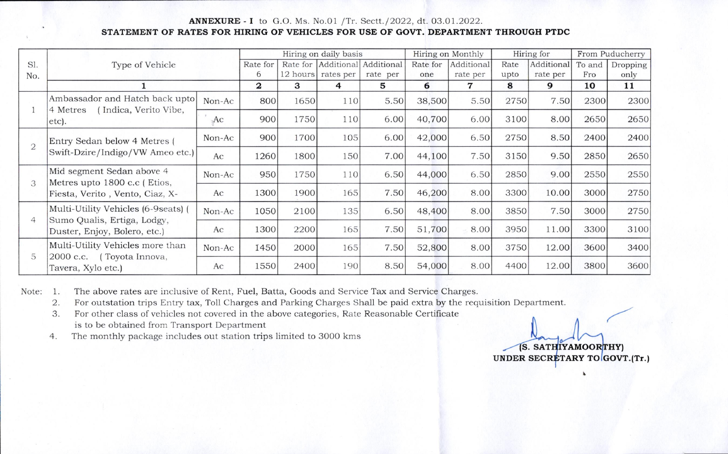**ANNEXURE - I** to G.O. Ms. No.01 /Tr. Sectt./2022, dt. 03.01.2022.

**STATEMENT OF RATES FOR HIRING OF VEHICLES FOR USE OF GOVT. DEPARTMENT THROUGH PTDC**

| Sl. No. | Type of Vehicle | | Hiring on daily basis | | | | Hiring on Monthly | | Hiring for | | From Puducherry | |
|---|---|---|---|---|---|---|---|---|---|---|---|---|
| | | | Rate for 6 | Rate for 12 hours | Additional rates per | Additional rate per | Rate for one | Additional rate per | Rate upto | Additional rate per | To and Fro | Dropping only |
| | **1** | | **2** | **3** | **4** | **5** | **6** | **7** | **8** | **9** | **10** | **11** |
| 1 | Ambassador and Hatch back upto 4 Metres (Indica, Verito Vibe, etc). | Non-Ac | 800 | 1650 | 110 | 5.50 | 38,500 | 5.50 | 2750 | 7.50 | 2300 | 2300 |
| | | Ac | 900 | 1750 | 110 | 6.00 | 40,700 | 6.00 | 3100 | 8.00 | 2650 | 2650 |
| 2 | Entry Sedan below 4 Metres ( Swift-Dzire/Indigo/VW Ameo etc.) | Non-Ac | 900 | 1700 | 105 | 6.00 | 42,000 | 6.50 | 2750 | 8.50 | 2400 | 2400 |
| | | Ac | 1260 | 1800 | 150 | 7.00 | 44,100 | 7.50 | 3150 | 9.50 | 2850 | 2650 |
| 3 | Mid segment Sedan above 4 Metres upto 1800 c.c ( Etios, Fiesta, Verito , Vento, Ciaz, X- | Non-Ac | 950 | 1750 | 110 | 6.50 | 44,000 | 6.50 | 2850 | 9.00 | 2550 | 2550 |
| | | Ac | 1300 | 1900 | 165 | 7.50 | 46,200 | 8.00 | 3300 | 10.00 | 3000 | 2750 |
| 4 | Multi-Utility Vehicles (6-9seats) ( Sumo Qualis, Ertiga, Lodgy, Duster, Enjoy, Bolero, etc.) | Non-Ac | 1050 | 2100 | 135 | 6.50 | 48,400 | 8.00 | 3850 | 7.50 | 3000 | 2750 |
| | | Ac | 1300 | 2200 | 165 | 7.50 | 51,700 | 8.00 | 3950 | 11.00 | 3300 | 3100 |
| 5 | Multi-Utility Vehicles more than 2000 c.c. ( Toyota Innova, Tavera, Xylo etc.) | Non-Ac | 1450 | 2000 | 165 | 7.50 | 52,800 | 8.00 | 3750 | 12.00 | 3600 | 3400 |
| | | Ac | 1550 | 2400 | 190 | 8.50 | 54,000 | 8.00 | 4400 | 12.00 | 3800 | 3600 |

Note:
1. The above rates are inclusive of Rent, Fuel, Batta, Goods and Service Tax and Service Charges.
2. For outstation trips Entry tax, Toll Charges and Parking Charges Shall be paid extra by the requisition Department.
3. For other class of vehicles not covered in the above categories, Rate Reasonable Certificate is to be obtained from Transport Department
4. The monthly package includes out station trips limited to 3000 kms

**(S. SATHIYAMOORTHY)**
**UNDER SECRETARY TO GOVT.(Tr.)**